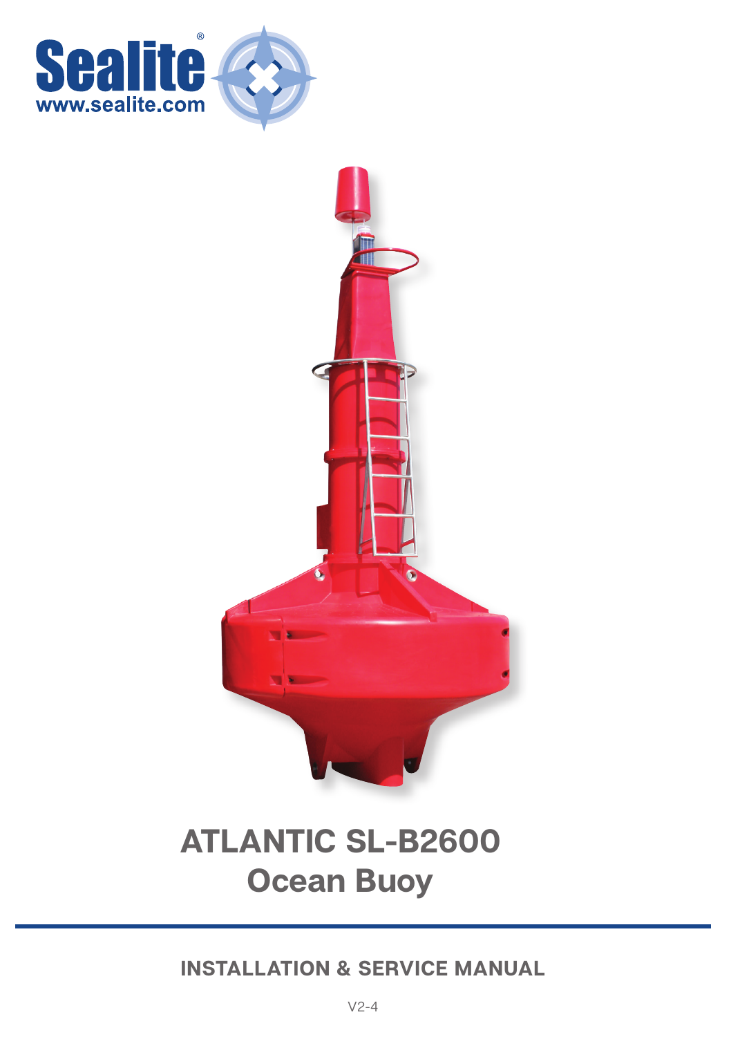Sealite®

www.sealite.com

# ATLANTIC SL-B2600
# Ocean Buoy

## INSTALLATION & SERVICE MANUAL

V2-4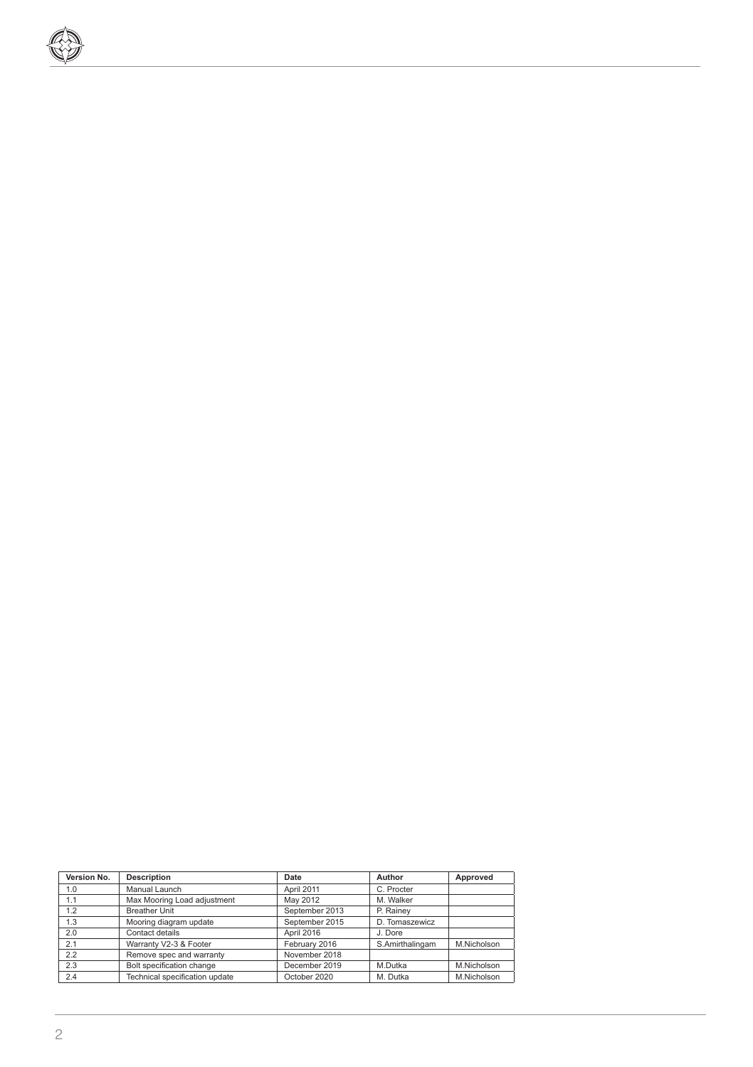| Version No. | Description | Date | Author | Approved |
|---|---|---|---|---|
| 1.0 | Manual Launch | April 2011 | C. Procter | |
| 1.1 | Max Mooring Load adjustment | May 2012 | M. Walker | |
| 1.2 | Breather Unit | September 2013 | P. Rainey | |
| 1.3 | Mooring diagram update | September 2015 | D. Tomaszewicz | |
| 2.0 | Contact details | April 2016 | J. Dore | |
| 2.1 | Warranty V2-3 & Footer | February 2016 | S.Amirthalingam | M.Nicholson |
| 2.2 | Remove spec and warranty | November 2018 | | |
| 2.3 | Bolt specification change | December 2019 | M.Dutka | M.Nicholson |
| 2.4 | Technical specification update | October 2020 | M. Dutka | M.Nicholson |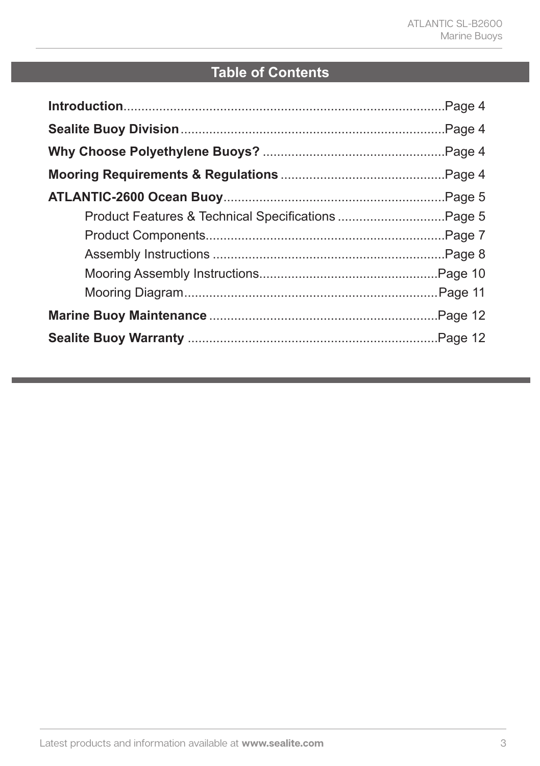## Table of Contents

**Introduction**..........................................................................................Page 4

**Sealite Buoy Division**..........................................................................Page 4

**Why Choose Polyethylene Buoys?** ...................................................Page 4

**Mooring Requirements & Regulations** ..............................................Page 4

**ATLANTIC-2600 Ocean Buoy**..............................................................Page 5

- Product Features & Technical Specifications ..............................Page 5
- Product Components...................................................................Page 7
- Assembly Instructions .................................................................Page 8
- Mooring Assembly Instructions..................................................Page 10
- Mooring Diagram.......................................................................Page 11

**Marine Buoy Maintenance** ................................................................Page 12

**Sealite Buoy Warranty** ......................................................................Page 12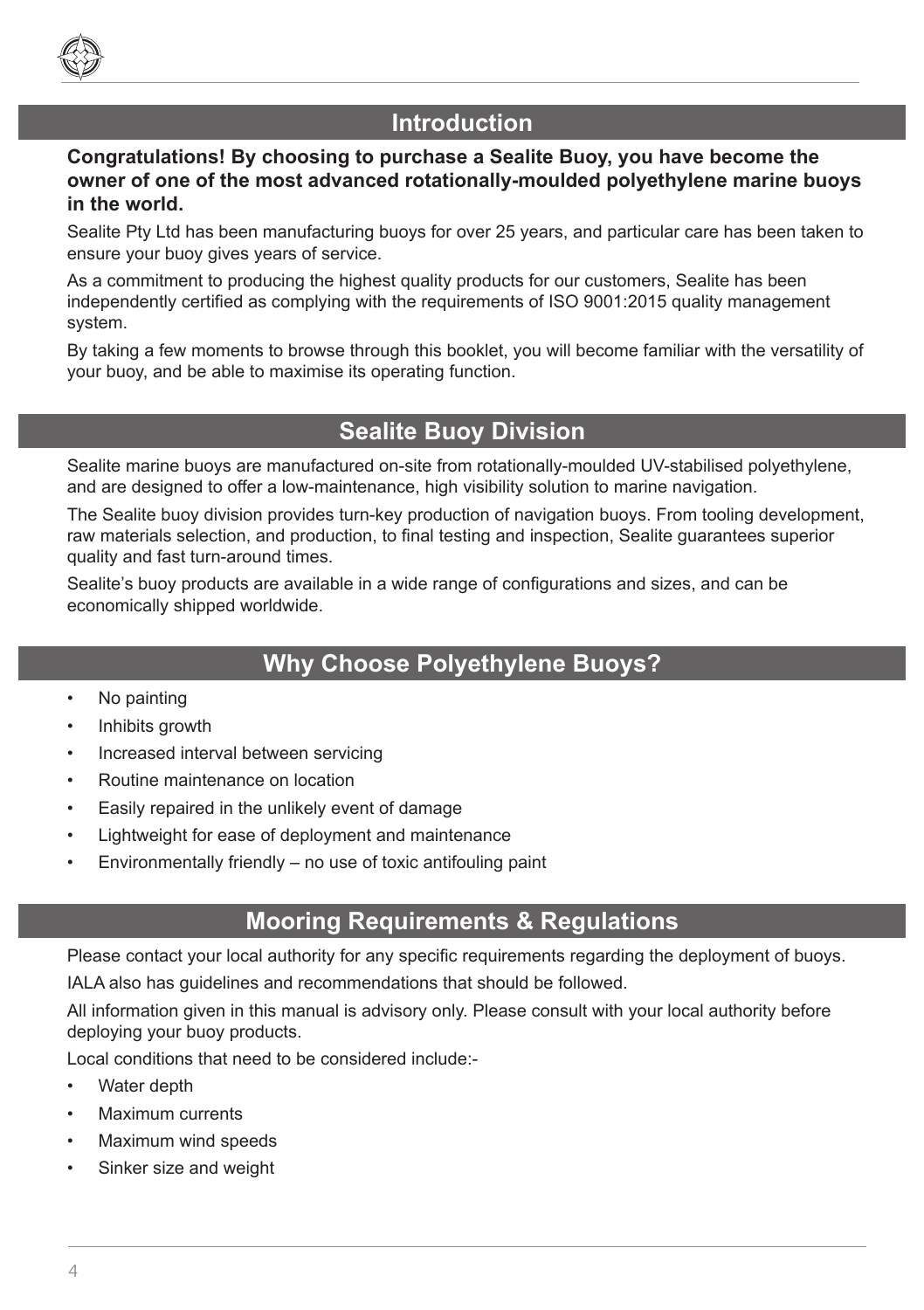## Introduction

**Congratulations! By choosing to purchase a Sealite Buoy, you have become the owner of one of the most advanced rotationally-moulded polyethylene marine buoys in the world.**

Sealite Pty Ltd has been manufacturing buoys for over 25 years, and particular care has been taken to ensure your buoy gives years of service.

As a commitment to producing the highest quality products for our customers, Sealite has been independently certified as complying with the requirements of ISO 9001:2015 quality management system.

By taking a few moments to browse through this booklet, you will become familiar with the versatility of your buoy, and be able to maximise its operating function.

## Sealite Buoy Division

Sealite marine buoys are manufactured on-site from rotationally-moulded UV-stabilised polyethylene, and are designed to offer a low-maintenance, high visibility solution to marine navigation.

The Sealite buoy division provides turn-key production of navigation buoys. From tooling development, raw materials selection, and production, to final testing and inspection, Sealite guarantees superior quality and fast turn-around times.

Sealite's buoy products are available in a wide range of configurations and sizes, and can be economically shipped worldwide.

## Why Choose Polyethylene Buoys?

- No painting
- Inhibits growth
- Increased interval between servicing
- Routine maintenance on location
- Easily repaired in the unlikely event of damage
- Lightweight for ease of deployment and maintenance
- Environmentally friendly – no use of toxic antifouling paint

## Mooring Requirements & Regulations

Please contact your local authority for any specific requirements regarding the deployment of buoys.

IALA also has guidelines and recommendations that should be followed.

All information given in this manual is advisory only. Please consult with your local authority before deploying your buoy products.

Local conditions that need to be considered include:-

- Water depth
- Maximum currents
- Maximum wind speeds
- Sinker size and weight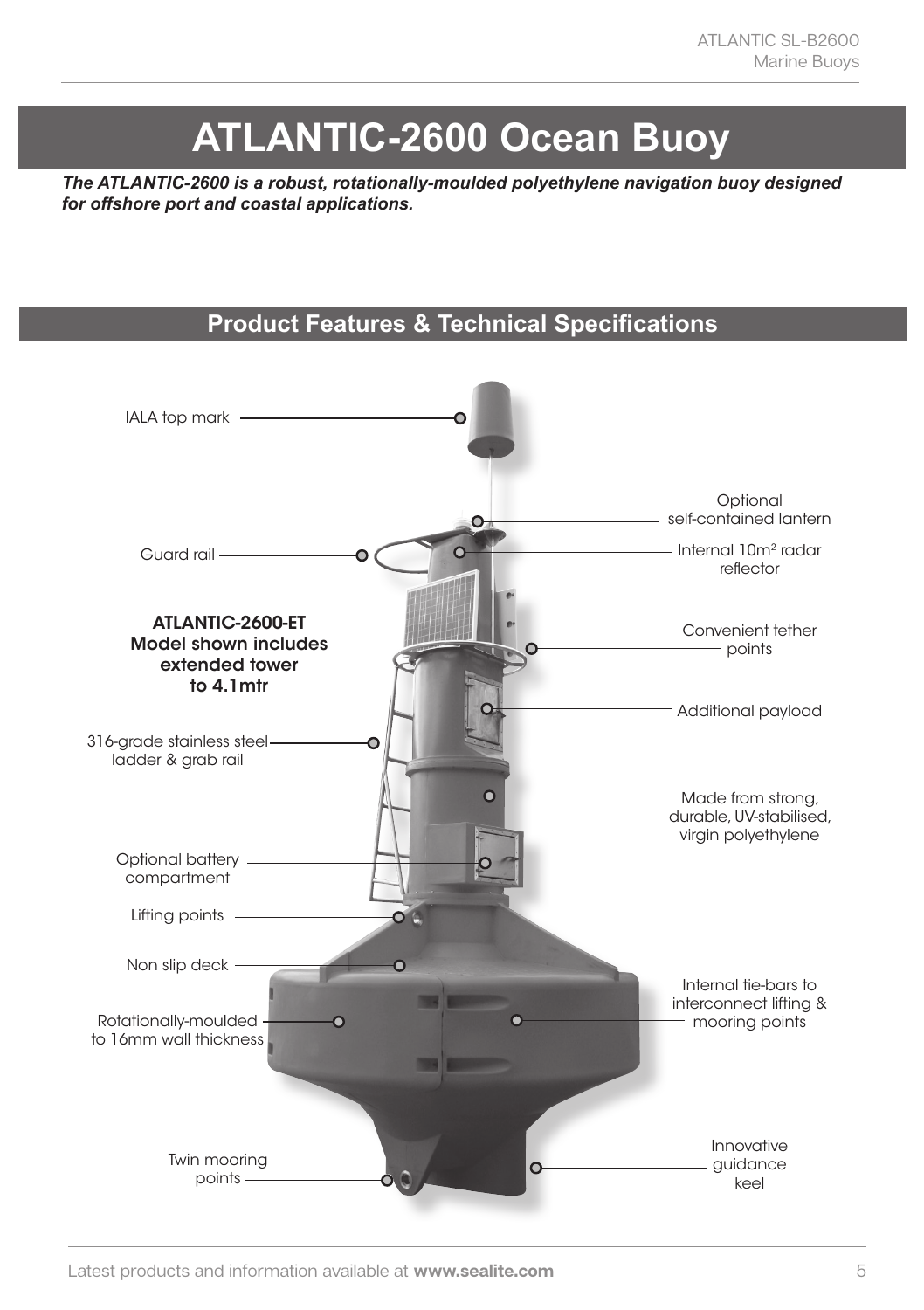# ATLANTIC-2600 Ocean Buoy

***The ATLANTIC-2600 is a robust, rotationally-moulded polyethylene navigation buoy designed for offshore port and coastal applications.***

## Product Features & Technical Specifications

IALA top mark

Optional self-contained lantern

Guard rail

Internal $10m^2$ radar reflector

**ATLANTIC-2600-ET Model shown includes extended tower to 4.1mtr**

Convenient tether points

Additional payload

316-grade stainless steel ladder & grab rail

Made from strong, durable, UV-stabilised, virgin polyethylene

Optional battery compartment

Lifting points

Non slip deck

Internal tie-bars to interconnect lifting & mooring points

Rotationally-moulded to 16mm wall thickness

Twin mooring points

Innovative guidance keel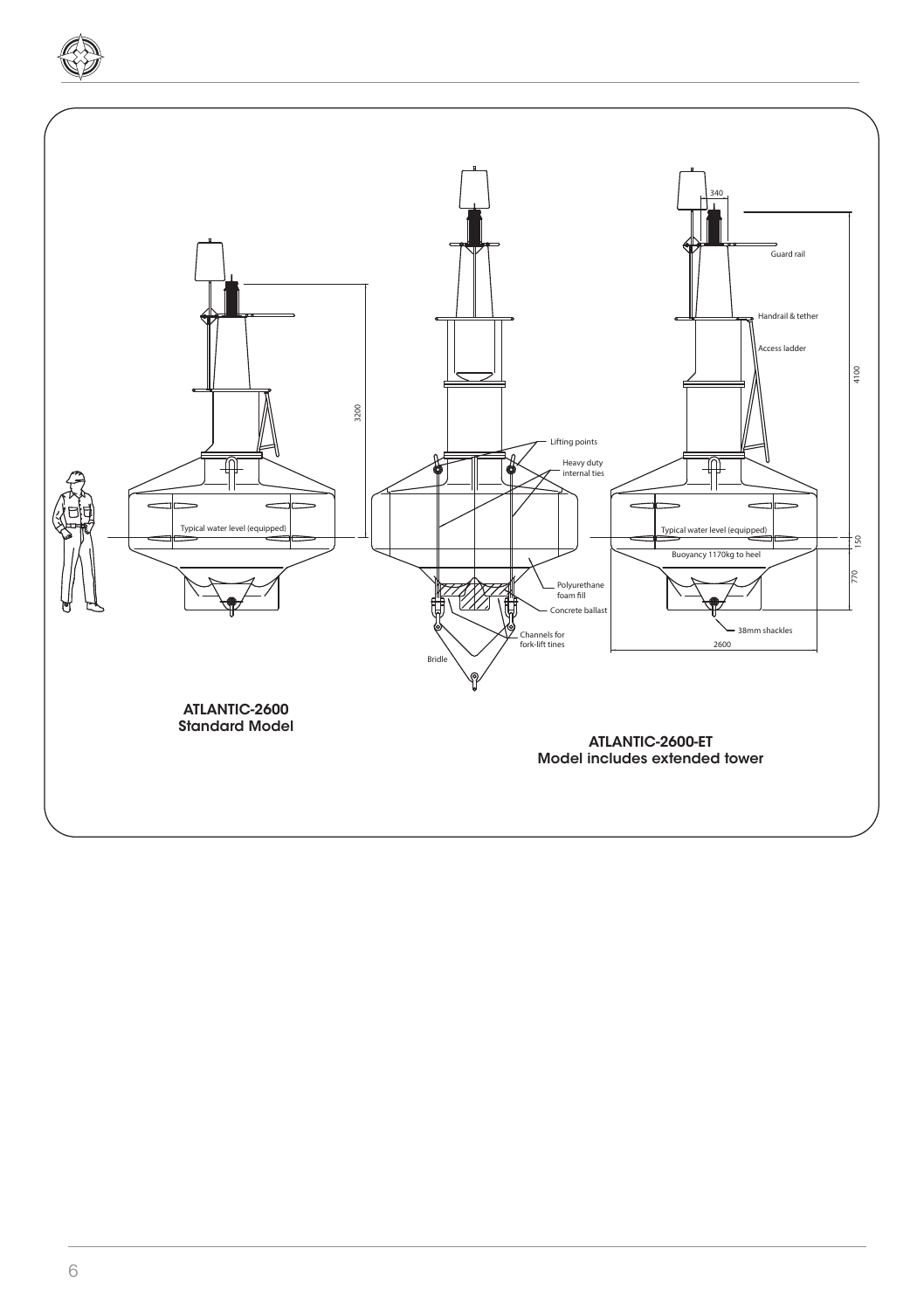**ATLANTIC-2600**
**Standard Model**

**ATLANTIC-2600-ET**
**Model includes extended tower**

3200

Typical water level (equipped)

Lifting points

Heavy duty internal ties

Polyurethane foam fill

Concrete ballast

Channels for fork-lift tines

Bridle

340

Guard rail

Handrail & tether

Access ladder

4100

Typical water level (equipped)

150

Buoyancy 1170kg to heel

770

38mm shackles

2600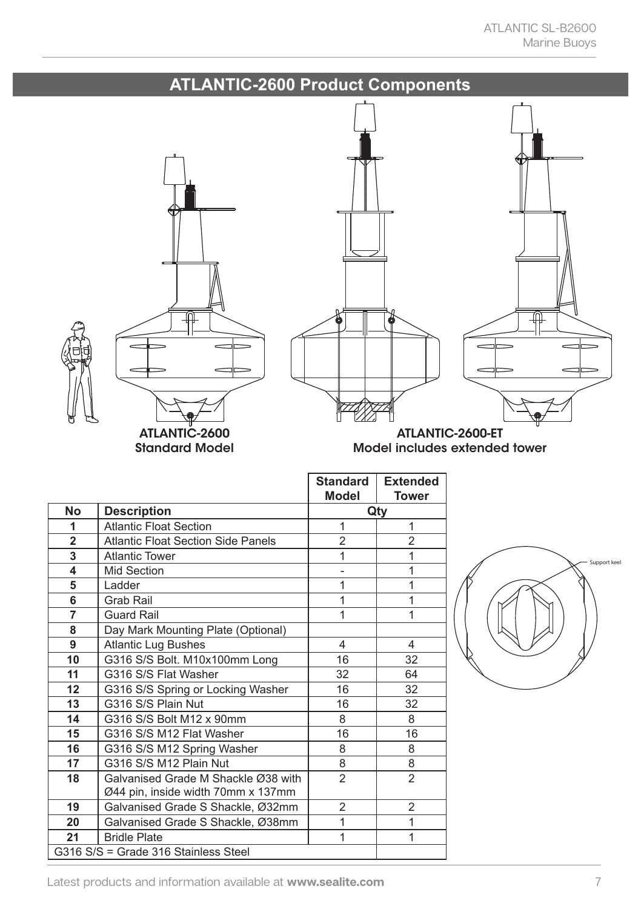## ATLANTIC-2600 Product Components

**ATLANTIC-2600**
**Standard Model**

**ATLANTIC-2600-ET**
**Model includes extended tower**

| No | Description | Standard Model Qty | Extended Tower Qty |
|---|---|---|---|
| 1 | Atlantic Float Section | 1 | 1 |
| 2 | Atlantic Float Section Side Panels | 2 | 2 |
| 3 | Atlantic Tower | 1 | 1 |
| 4 | Mid Section | - | 1 |
| 5 | Ladder | 1 | 1 |
| 6 | Grab Rail | 1 | 1 |
| 7 | Guard Rail | 1 | 1 |
| 8 | Day Mark Mounting Plate (Optional) | | |
| 9 | Atlantic Lug Bushes | 4 | 4 |
| 10 | G316 S/S Bolt. M10x100mm Long | 16 | 32 |
| 11 | G316 S/S Flat Washer | 32 | 64 |
| 12 | G316 S/S Spring or Locking Washer | 16 | 32 |
| 13 | G316 S/S Plain Nut | 16 | 32 |
| 14 | G316 S/S Bolt M12 x 90mm | 8 | 8 |
| 15 | G316 S/S M12 Flat Washer | 16 | 16 |
| 16 | G316 S/S M12 Spring Washer | 8 | 8 |
| 17 | G316 S/S M12 Plain Nut | 8 | 8 |
| 18 | Galvanised Grade M Shackle Ø38 with Ø44 pin, inside width 70mm x 137mm | 2 | 2 |
| 19 | Galvanised Grade S Shackle, Ø32mm | 2 | 2 |
| 20 | Galvanised Grade S Shackle, Ø38mm | 1 | 1 |
| 21 | Bridle Plate | 1 | 1 |
| G316 S/S = Grade 316 Stainless Steel | | | |

Support keel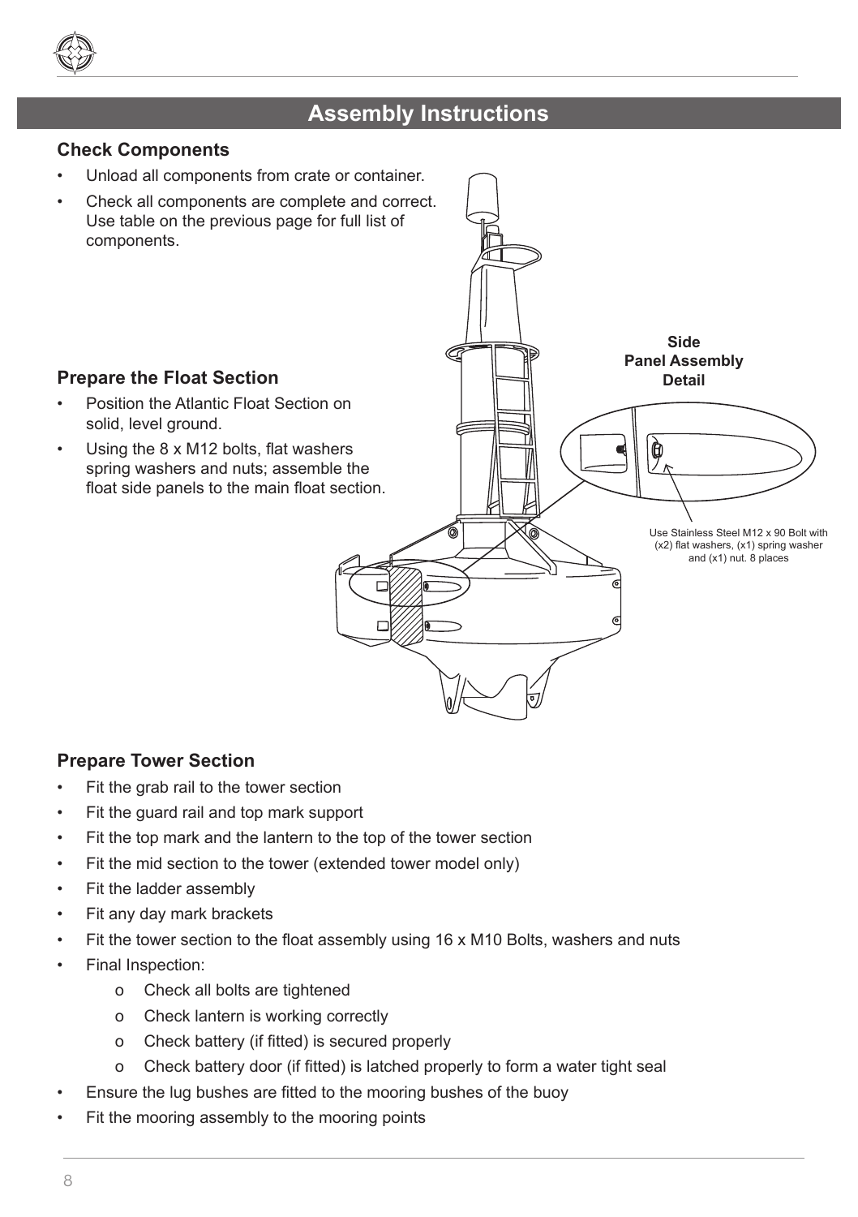# Assembly Instructions

## Check Components

- Unload all components from crate or container.
- Check all components are complete and correct. Use table on the previous page for full list of components.

## Prepare the Float Section

- Position the Atlantic Float Section on solid, level ground.
- Using the 8 x M12 bolts, flat washers spring washers and nuts; assemble the float side panels to the main float section.

**Side Panel Assembly Detail**

Use Stainless Steel M12 x 90 Bolt with (x2) flat washers, (x1) spring washer and (x1) nut. 8 places

## Prepare Tower Section

- Fit the grab rail to the tower section
- Fit the guard rail and top mark support
- Fit the top mark and the lantern to the top of the tower section
- Fit the mid section to the tower (extended tower model only)
- Fit the ladder assembly
- Fit any day mark brackets
- Fit the tower section to the float assembly using 16 x M10 Bolts, washers and nuts
- Final Inspection:
  - Check all bolts are tightened
  - Check lantern is working correctly
  - Check battery (if fitted) is secured properly
  - Check battery door (if fitted) is latched properly to form a water tight seal
- Ensure the lug bushes are fitted to the mooring bushes of the buoy
- Fit the mooring assembly to the mooring points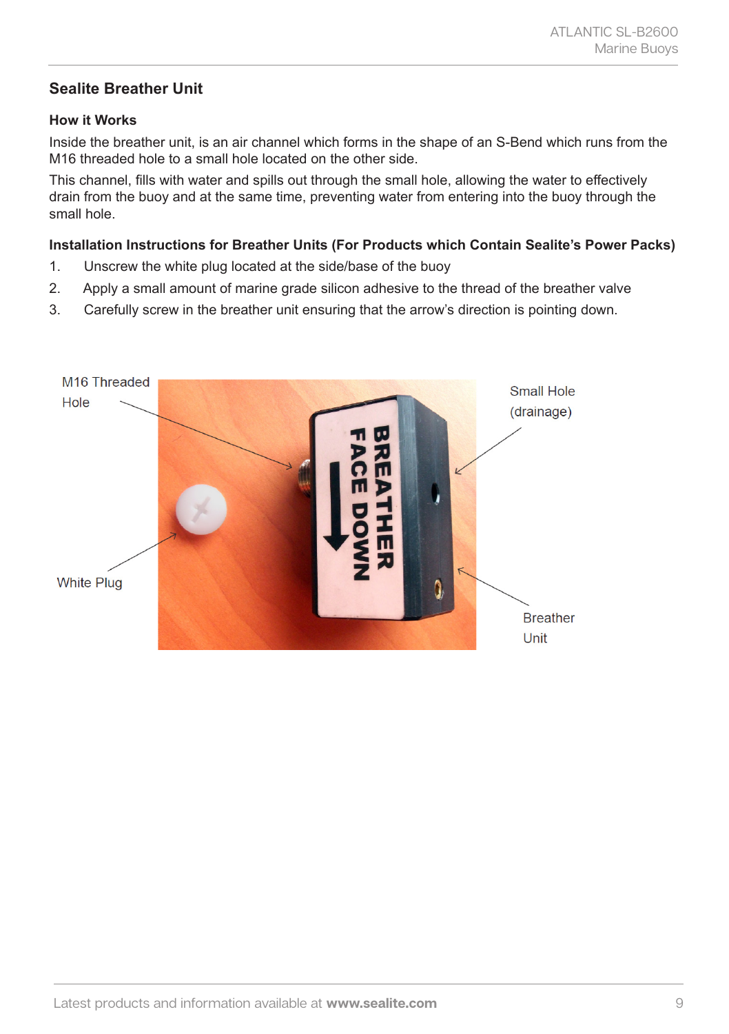## Sealite Breather Unit

### How it Works

Inside the breather unit, is an air channel which forms in the shape of an S-Bend which runs from the M16 threaded hole to a small hole located on the other side.

This channel, fills with water and spills out through the small hole, allowing the water to effectively drain from the buoy and at the same time, preventing water from entering into the buoy through the small hole.

### Installation Instructions for Breather Units (For Products which Contain Sealite's Power Packs)

1. Unscrew the white plug located at the side/base of the buoy
2. Apply a small amount of marine grade silicon adhesive to the thread of the breather valve
3. Carefully screw in the breather unit ensuring that the arrow's direction is pointing down.

M16 Threaded Hole

Small Hole (drainage)

White Plug

Breather Unit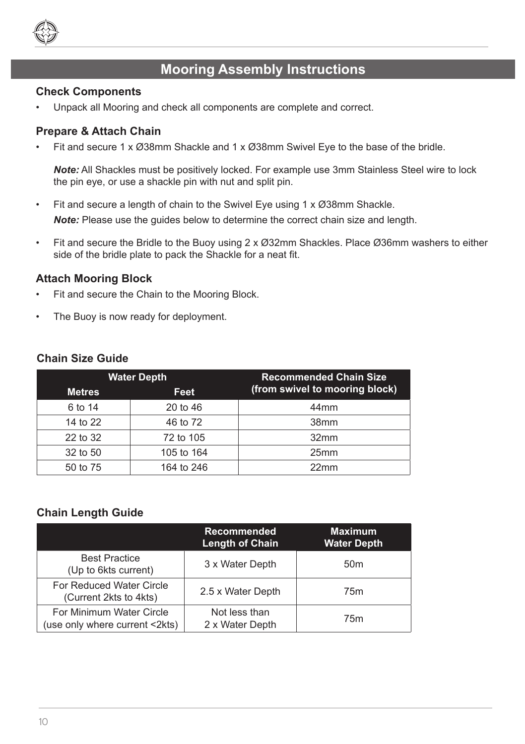# Mooring Assembly Instructions

### Check Components

- Unpack all Mooring and check all components are complete and correct.

### Prepare & Attach Chain

- Fit and secure 1 x Ø38mm Shackle and 1 x Ø38mm Swivel Eye to the base of the bridle.

  ***Note:*** All Shackles must be positively locked. For example use 3mm Stainless Steel wire to lock the pin eye, or use a shackle pin with nut and split pin.

- Fit and secure a length of chain to the Swivel Eye using 1 x Ø38mm Shackle.

  ***Note:*** Please use the guides below to determine the correct chain size and length.

- Fit and secure the Bridle to the Buoy using 2 x Ø32mm Shackles. Place Ø36mm washers to either side of the bridle plate to pack the Shackle for a neat fit.

### Attach Mooring Block

- Fit and secure the Chain to the Mooring Block.
- The Buoy is now ready for deployment.

### Chain Size Guide

| Water Depth | | Recommended Chain Size (from swivel to mooring block) |
|---|---|---|
| Metres | Feet | |
| 6 to 14 | 20 to 46 | 44mm |
| 14 to 22 | 46 to 72 | 38mm |
| 22 to 32 | 72 to 105 | 32mm |
| 32 to 50 | 105 to 164 | 25mm |
| 50 to 75 | 164 to 246 | 22mm |

### Chain Length Guide

| | Recommended Length of Chain | Maximum Water Depth |
|---|---|---|
| Best Practice (Up to 6kts current) | 3 x Water Depth | 50m |
| For Reduced Water Circle (Current 2kts to 4kts) | 2.5 x Water Depth | 75m |
| For Minimum Water Circle (use only where current <2kts) | Not less than 2 x Water Depth | 75m |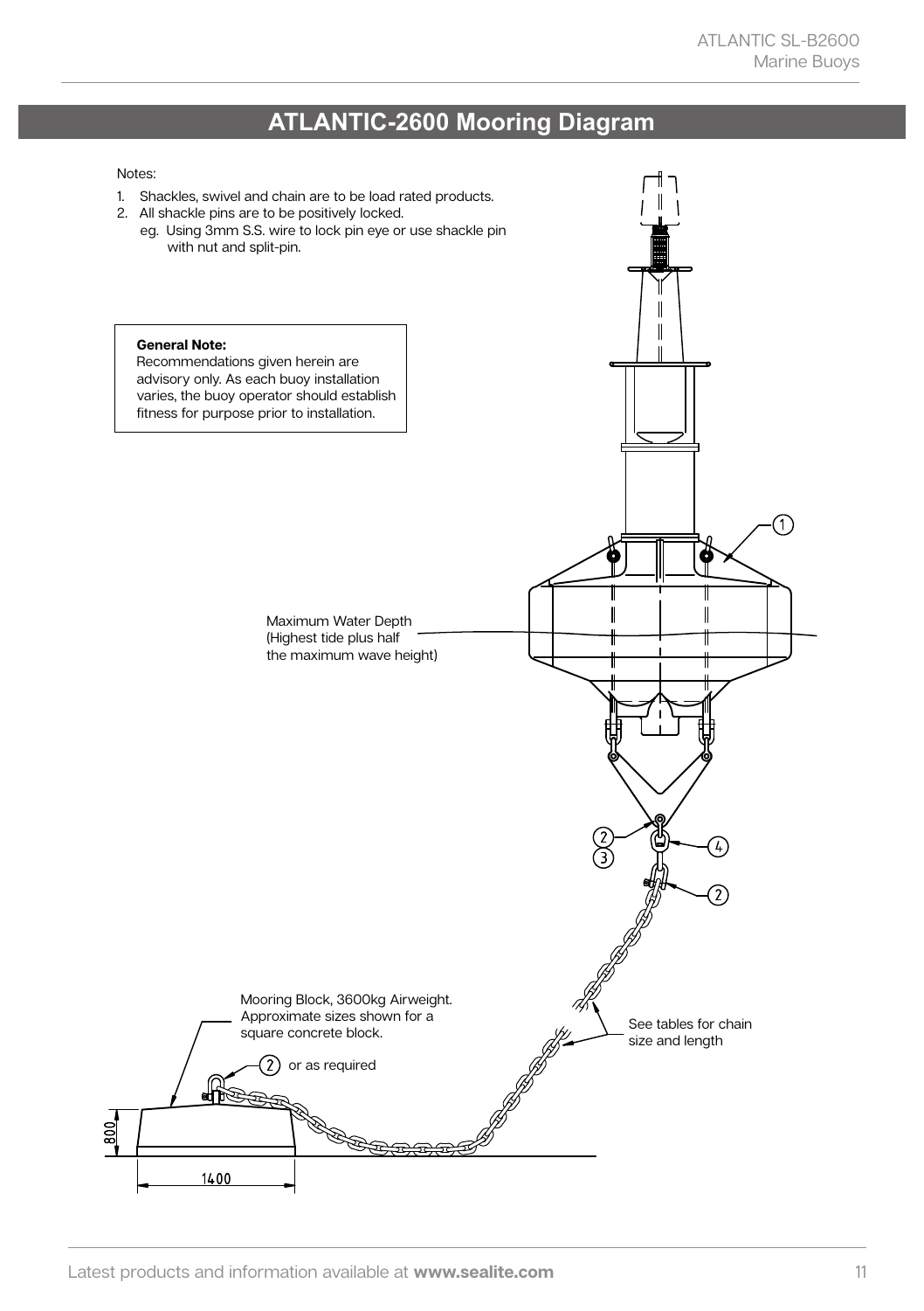# ATLANTIC-2600 Mooring Diagram

Notes:

1. Shackles, swivel and chain are to be load rated products.
2. All shackle pins are to be positively locked.
   eg. Using 3mm S.S. wire to lock pin eye or use shackle pin with nut and split-pin.

**General Note:**
Recommendations given herein are advisory only. As each buoy installation varies, the buoy operator should establish fitness for purpose prior to installation.

Maximum Water Depth (Highest tide plus half the maximum wave height)

Mooring Block, 3600kg Airweight. Approximate sizes shown for a square concrete block.

(2) or as required

See tables for chain size and length

800

1400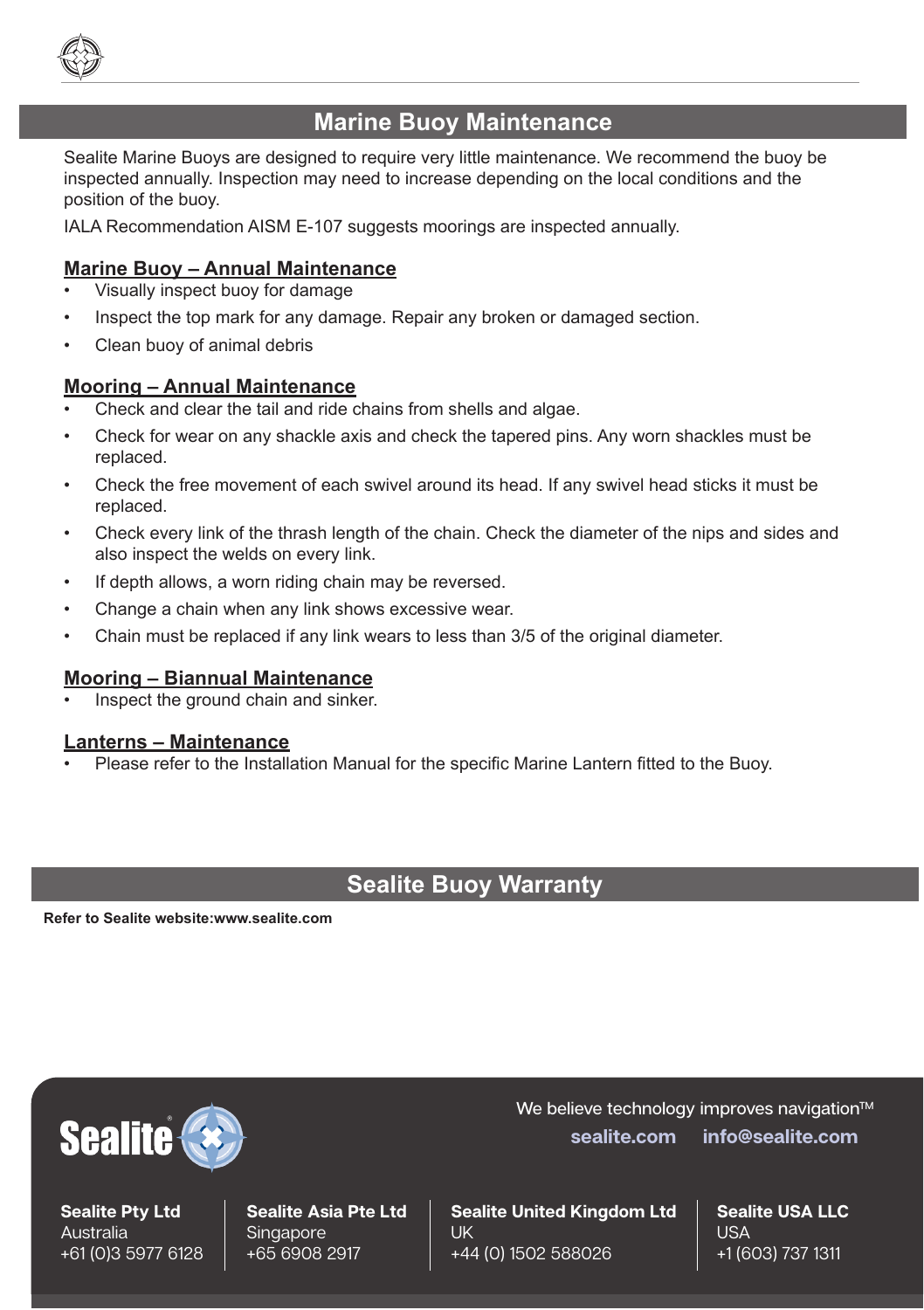## Marine Buoy Maintenance

Sealite Marine Buoys are designed to require very little maintenance. We recommend the buoy be inspected annually. Inspection may need to increase depending on the local conditions and the position of the buoy.

IALA Recommendation AISM E-107 suggests moorings are inspected annually.

### Marine Buoy – Annual Maintenance

- Visually inspect buoy for damage
- Inspect the top mark for any damage. Repair any broken or damaged section.
- Clean buoy of animal debris

### Mooring – Annual Maintenance

- Check and clear the tail and ride chains from shells and algae.
- Check for wear on any shackle axis and check the tapered pins. Any worn shackles must be replaced.
- Check the free movement of each swivel around its head. If any swivel head sticks it must be replaced.
- Check every link of the thrash length of the chain. Check the diameter of the nips and sides and also inspect the welds on every link.
- If depth allows, a worn riding chain may be reversed.
- Change a chain when any link shows excessive wear.
- Chain must be replaced if any link wears to less than 3/5 of the original diameter.

### Mooring – Biannual Maintenance

- Inspect the ground chain and sinker.

### Lanterns – Maintenance

- Please refer to the Installation Manual for the specific Marine Lantern fitted to the Buoy.

## Sealite Buoy Warranty

**Refer to Sealite website:www.sealite.com**

Sealite®

We believe technology improves navigation™

**sealite.com** **info@sealite.com**

**Sealite Pty Ltd**
Australia
+61 (0)3 5977 6128

**Sealite Asia Pte Ltd**
Singapore
+65 6908 2917

**Sealite United Kingdom Ltd**
UK
+44 (0) 1502 588026

**Sealite USA LLC**
USA
+1 (603) 737 1311